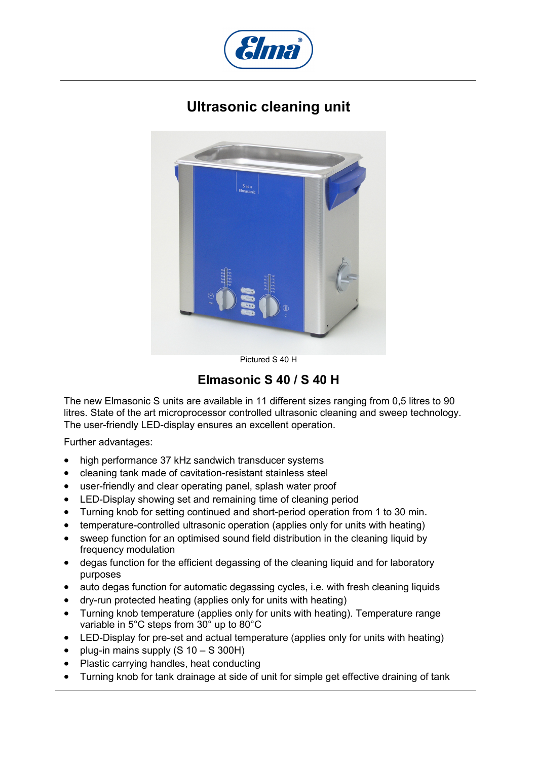# Ultrasonic cleaning unit

Pictured S 40 H

## Elmasonic S 40 / S 40 H

The new Elmasonic S units are available in 11 different sizes ranging from 0,5 litres to 90 litres. State of the art microprocessor controlled ultrasonic cleaning and sweep technology. The user-friendly LED-display ensures an excellent operation.

Further advantages:

- high performance 37 kHz sandwich transducer systems
- cleaning tank made of cavitation-resistant stainless steel
- user-friendly and clear operating panel, splash water proof
- LED-Display showing set and remaining time of cleaning period
- Turning knob for setting continued and short-period operation from 1 to 30 min.
- temperature-controlled ultrasonic operation (applies only for units with heating)
- sweep function for an optimised sound field distribution in the cleaning liquid by frequency modulation
- degas function for the efficient degassing of the cleaning liquid and for laboratory purposes
- auto degas function for automatic degassing cycles, i.e. with fresh cleaning liquids
- dry-run protected heating (applies only for units with heating)
- Turning knob temperature (applies only for units with heating). Temperature range variable in 5°C steps from 30° up to 80°C
- LED-Display for pre-set and actual temperature (applies only for units with heating)
- plug-in mains supply (S 10 – S 300H)
- Plastic carrying handles, heat conducting
- Turning knob for tank drainage at side of unit for simple get effective draining of tank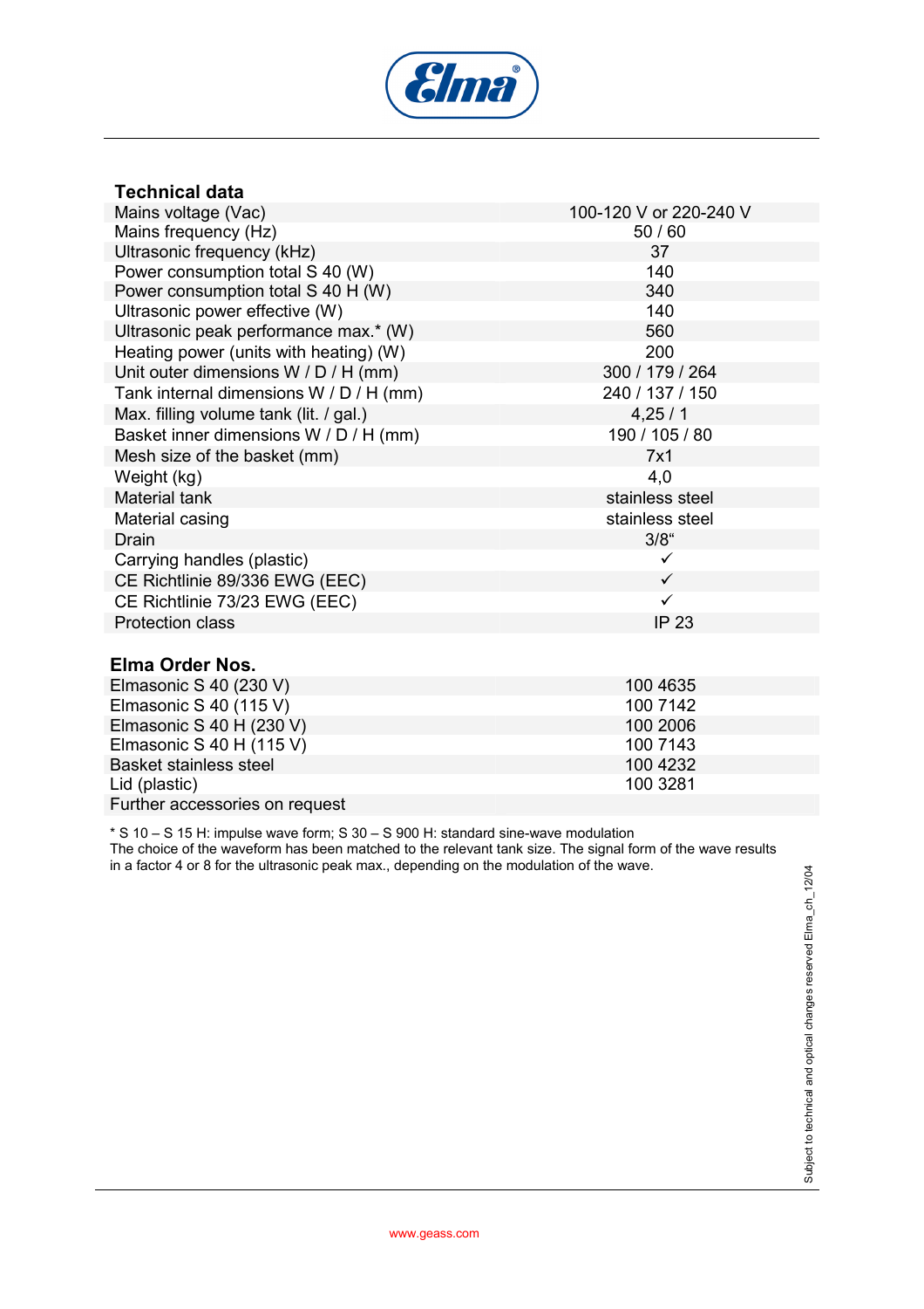## Technical data

| | |
|---|---|
| Mains voltage (Vac) | 100-120 V or 220-240 V |
| Mains frequency (Hz) | 50 / 60 |
| Ultrasonic frequency (kHz) | 37 |
| Power consumption total S 40 (W) | 140 |
| Power consumption total S 40 H (W) | 340 |
| Ultrasonic power effective (W) | 140 |
| Ultrasonic peak performance max.* (W) | 560 |
| Heating power (units with heating) (W) | 200 |
| Unit outer dimensions W / D / H (mm) | 300 / 179 / 264 |
| Tank internal dimensions W / D / H (mm) | 240 / 137 / 150 |
| Max. filling volume tank (lit. / gal.) | 4,25 / 1 |
| Basket inner dimensions W / D / H (mm) | 190 / 105 / 80 |
| Mesh size of the basket (mm) | 7x1 |
| Weight (kg) | 4,0 |
| Material tank | stainless steel |
| Material casing | stainless steel |
| Drain | 3/8“ |
| Carrying handles (plastic) | ✓ |
| CE Richtlinie 89/336 EWG (EEC) | ✓ |
| CE Richtlinie 73/23 EWG (EEC) | ✓ |
| Protection class | IP 23 |

## Elma Order Nos.

| | |
|---|---|
| Elmasonic S 40 (230 V) | 100 4635 |
| Elmasonic S 40 (115 V) | 100 7142 |
| Elmasonic S 40 H (230 V) | 100 2006 |
| Elmasonic S 40 H (115 V) | 100 7143 |
| Basket stainless steel | 100 4232 |
| Lid (plastic) | 100 3281 |
| Further accessories on request | |

* S 10 – S 15 H: impulse wave form; S 30 – S 900 H: standard sine-wave modulation
The choice of the waveform has been matched to the relevant tank size. The signal form of the wave results in a factor 4 or 8 for the ultrasonic peak max., depending on the modulation of the wave.

Subject to technical and optical changes reserved Elma_ch_12/04

www.geass.com